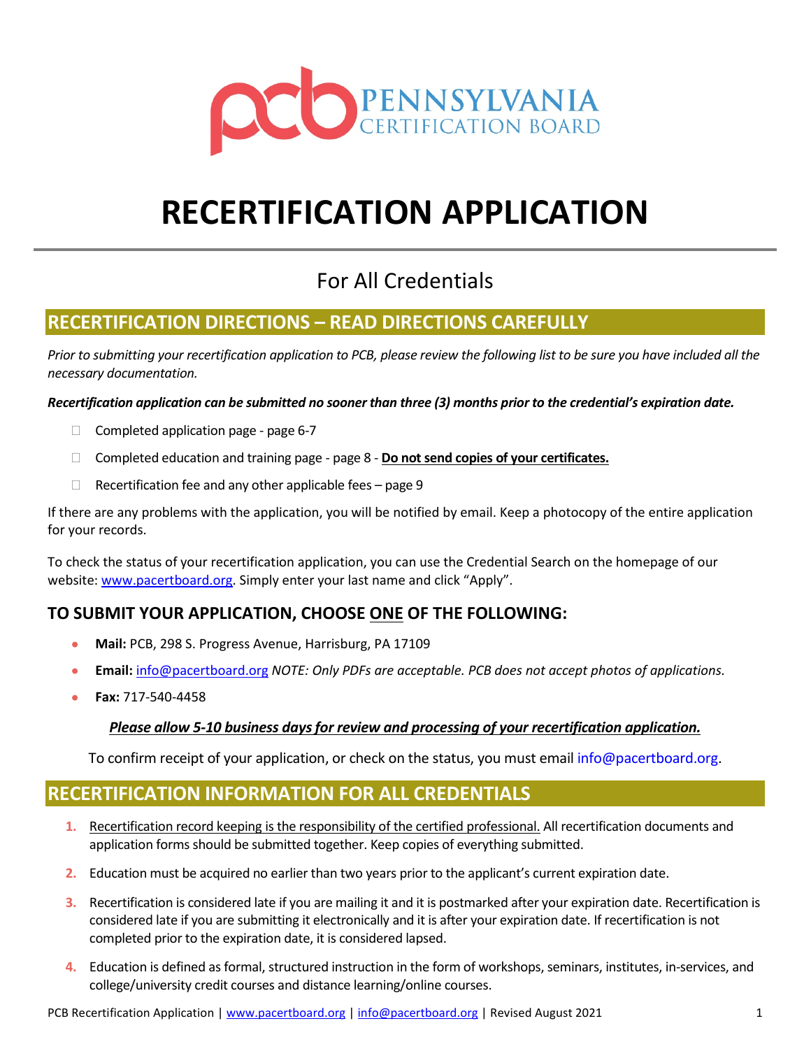PENNSYLVANIA CERTIFICATION BOARD

# RECERTIFICATION APPLICATION

## For All Credentials

## RECERTIFICATION DIRECTIONS – READ DIRECTIONS CAREFULLY

*Prior to submitting your recertification application to PCB, please review the following list to be sure you have included all the necessary documentation.*

***Recertification application can be submitted no sooner than three (3) months prior to the credential's expiration date.***

- ☐ Completed application page - page 6-7
- ☐ Completed education and training page - page 8 - **Do not send copies of your certificates.**
- ☐ Recertification fee and any other applicable fees – page 9

If there are any problems with the application, you will be notified by email. Keep a photocopy of the entire application for your records.

To check the status of your recertification application, you can use the Credential Search on the homepage of our website: www.pacertboard.org. Simply enter your last name and click "Apply".

### TO SUBMIT YOUR APPLICATION, CHOOSE ONE OF THE FOLLOWING:

- **Mail:** PCB, 298 S. Progress Avenue, Harrisburg, PA 17109
- **Email:** info@pacertboard.org *NOTE: Only PDFs are acceptable. PCB does not accept photos of applications.*
- **Fax:** 717-540-4458

***Please allow 5-10 business days for review and processing of your recertification application.***

To confirm receipt of your application, or check on the status, you must email info@pacertboard.org.

## RECERTIFICATION INFORMATION FOR ALL CREDENTIALS

1. Recertification record keeping is the responsibility of the certified professional. All recertification documents and application forms should be submitted together. Keep copies of everything submitted.
2. Education must be acquired no earlier than two years prior to the applicant's current expiration date.
3. Recertification is considered late if you are mailing it and it is postmarked after your expiration date. Recertification is considered late if you are submitting it electronically and it is after your expiration date. If recertification is not completed prior to the expiration date, it is considered lapsed.
4. Education is defined as formal, structured instruction in the form of workshops, seminars, institutes, in-services, and college/university credit courses and distance learning/online courses.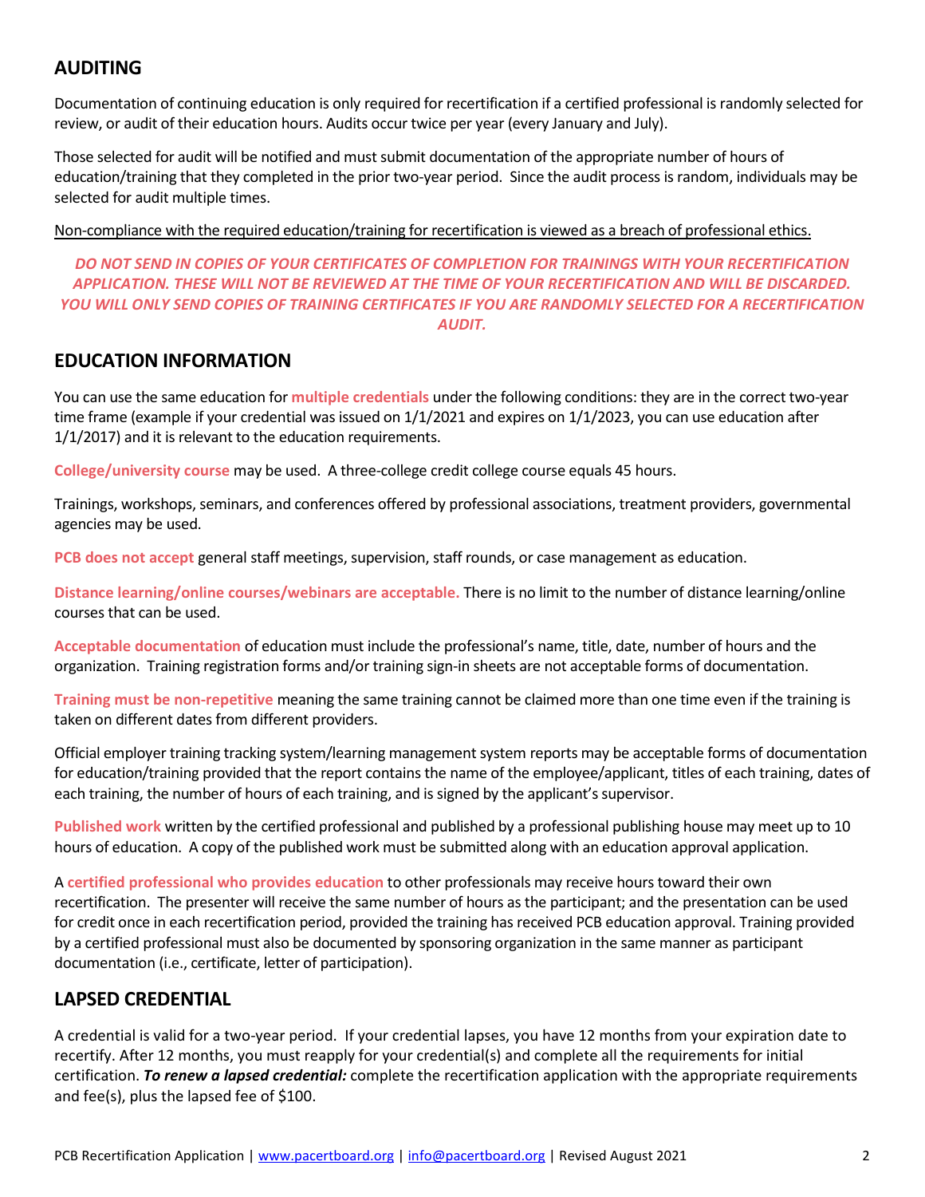## AUDITING

Documentation of continuing education is only required for recertification if a certified professional is randomly selected for review, or audit of their education hours. Audits occur twice per year (every January and July).

Those selected for audit will be notified and must submit documentation of the appropriate number of hours of education/training that they completed in the prior two-year period. Since the audit process is random, individuals may be selected for audit multiple times.

<u>Non-compliance with the required education/training for recertification is viewed as a breach of professional ethics.</u>

***DO NOT SEND IN COPIES OF YOUR CERTIFICATES OF COMPLETION FOR TRAININGS WITH YOUR RECERTIFICATION APPLICATION. THESE WILL NOT BE REVIEWED AT THE TIME OF YOUR RECERTIFICATION AND WILL BE DISCARDED. YOU WILL ONLY SEND COPIES OF TRAINING CERTIFICATES IF YOU ARE RANDOMLY SELECTED FOR A RECERTIFICATION AUDIT.***

## EDUCATION INFORMATION

You can use the same education for **multiple credentials** under the following conditions: they are in the correct two-year time frame (example if your credential was issued on 1/1/2021 and expires on 1/1/2023, you can use education after 1/1/2017) and it is relevant to the education requirements.

**College/university course** may be used. A three-college credit college course equals 45 hours.

Trainings, workshops, seminars, and conferences offered by professional associations, treatment providers, governmental agencies may be used.

**PCB does not accept** general staff meetings, supervision, staff rounds, or case management as education.

**Distance learning/online courses/webinars are acceptable.** There is no limit to the number of distance learning/online courses that can be used.

**Acceptable documentation** of education must include the professional's name, title, date, number of hours and the organization. Training registration forms and/or training sign-in sheets are not acceptable forms of documentation.

**Training must be non-repetitive** meaning the same training cannot be claimed more than one time even if the training is taken on different dates from different providers.

Official employer training tracking system/learning management system reports may be acceptable forms of documentation for education/training provided that the report contains the name of the employee/applicant, titles of each training, dates of each training, the number of hours of each training, and is signed by the applicant's supervisor.

**Published work** written by the certified professional and published by a professional publishing house may meet up to 10 hours of education. A copy of the published work must be submitted along with an education approval application.

A **certified professional who provides education** to other professionals may receive hours toward their own recertification. The presenter will receive the same number of hours as the participant; and the presentation can be used for credit once in each recertification period, provided the training has received PCB education approval. Training provided by a certified professional must also be documented by sponsoring organization in the same manner as participant documentation (i.e., certificate, letter of participation).

## LAPSED CREDENTIAL

A credential is valid for a two-year period. If your credential lapses, you have 12 months from your expiration date to recertify. After 12 months, you must reapply for your credential(s) and complete all the requirements for initial certification. ***To renew a lapsed credential:*** complete the recertification application with the appropriate requirements and fee(s), plus the lapsed fee of $100.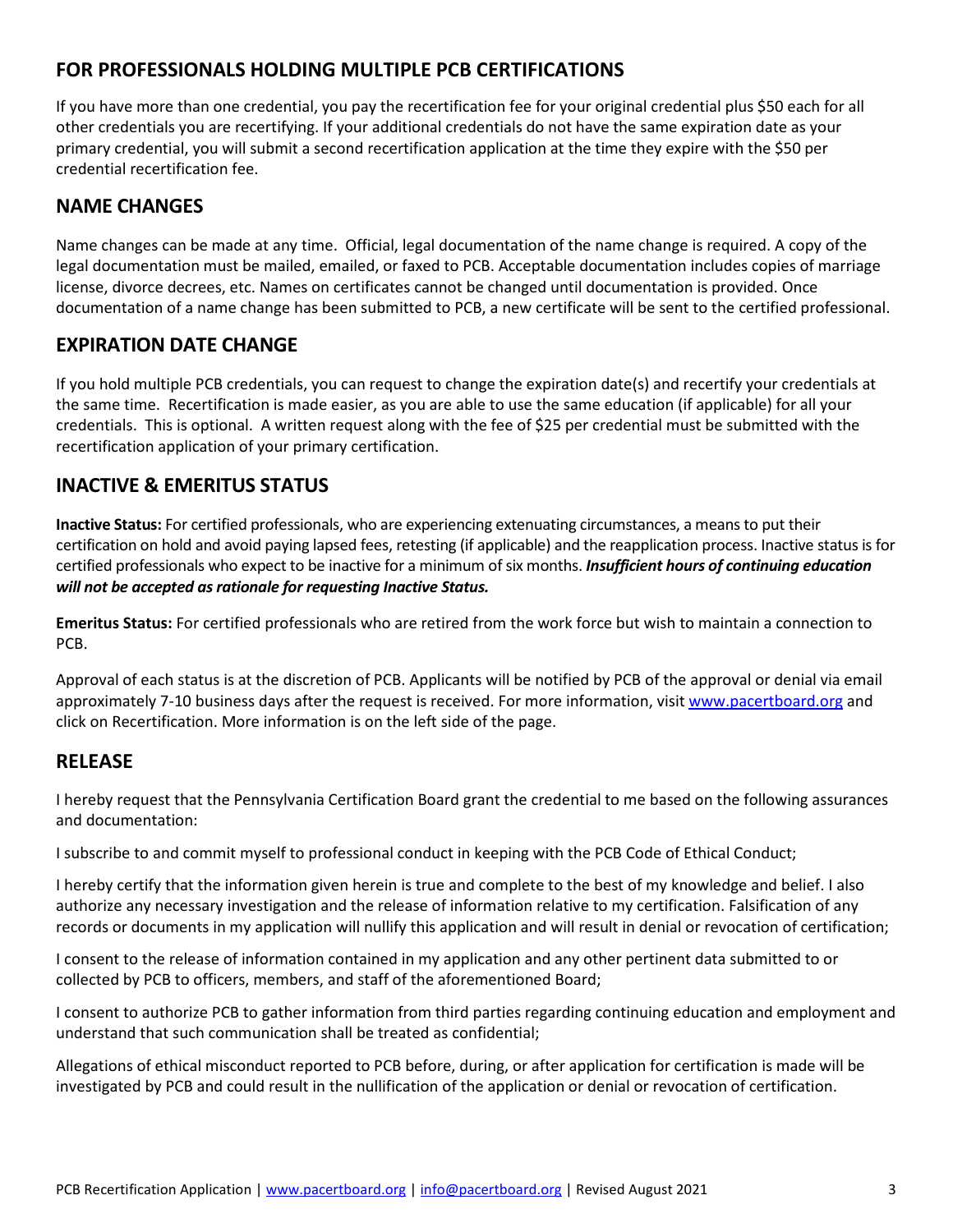## FOR PROFESSIONALS HOLDING MULTIPLE PCB CERTIFICATIONS

If you have more than one credential, you pay the recertification fee for your original credential plus $50 each for all other credentials you are recertifying. If your additional credentials do not have the same expiration date as your primary credential, you will submit a second recertification application at the time they expire with the $50 per credential recertification fee.

## NAME CHANGES

Name changes can be made at any time. Official, legal documentation of the name change is required. A copy of the legal documentation must be mailed, emailed, or faxed to PCB. Acceptable documentation includes copies of marriage license, divorce decrees, etc. Names on certificates cannot be changed until documentation is provided. Once documentation of a name change has been submitted to PCB, a new certificate will be sent to the certified professional.

## EXPIRATION DATE CHANGE

If you hold multiple PCB credentials, you can request to change the expiration date(s) and recertify your credentials at the same time. Recertification is made easier, as you are able to use the same education (if applicable) for all your credentials. This is optional. A written request along with the fee of $25 per credential must be submitted with the recertification application of your primary certification.

## INACTIVE & EMERITUS STATUS

**Inactive Status:** For certified professionals, who are experiencing extenuating circumstances, a means to put their certification on hold and avoid paying lapsed fees, retesting (if applicable) and the reapplication process. Inactive status is for certified professionals who expect to be inactive for a minimum of six months. ***Insufficient hours of continuing education will not be accepted as rationale for requesting Inactive Status.***

**Emeritus Status:** For certified professionals who are retired from the work force but wish to maintain a connection to PCB.

Approval of each status is at the discretion of PCB. Applicants will be notified by PCB of the approval or denial via email approximately 7-10 business days after the request is received. For more information, visit www.pacertboard.org and click on Recertification. More information is on the left side of the page.

## RELEASE

I hereby request that the Pennsylvania Certification Board grant the credential to me based on the following assurances and documentation:

I subscribe to and commit myself to professional conduct in keeping with the PCB Code of Ethical Conduct;

I hereby certify that the information given herein is true and complete to the best of my knowledge and belief. I also authorize any necessary investigation and the release of information relative to my certification. Falsification of any records or documents in my application will nullify this application and will result in denial or revocation of certification;

I consent to the release of information contained in my application and any other pertinent data submitted to or collected by PCB to officers, members, and staff of the aforementioned Board;

I consent to authorize PCB to gather information from third parties regarding continuing education and employment and understand that such communication shall be treated as confidential;

Allegations of ethical misconduct reported to PCB before, during, or after application for certification is made will be investigated by PCB and could result in the nullification of the application or denial or revocation of certification.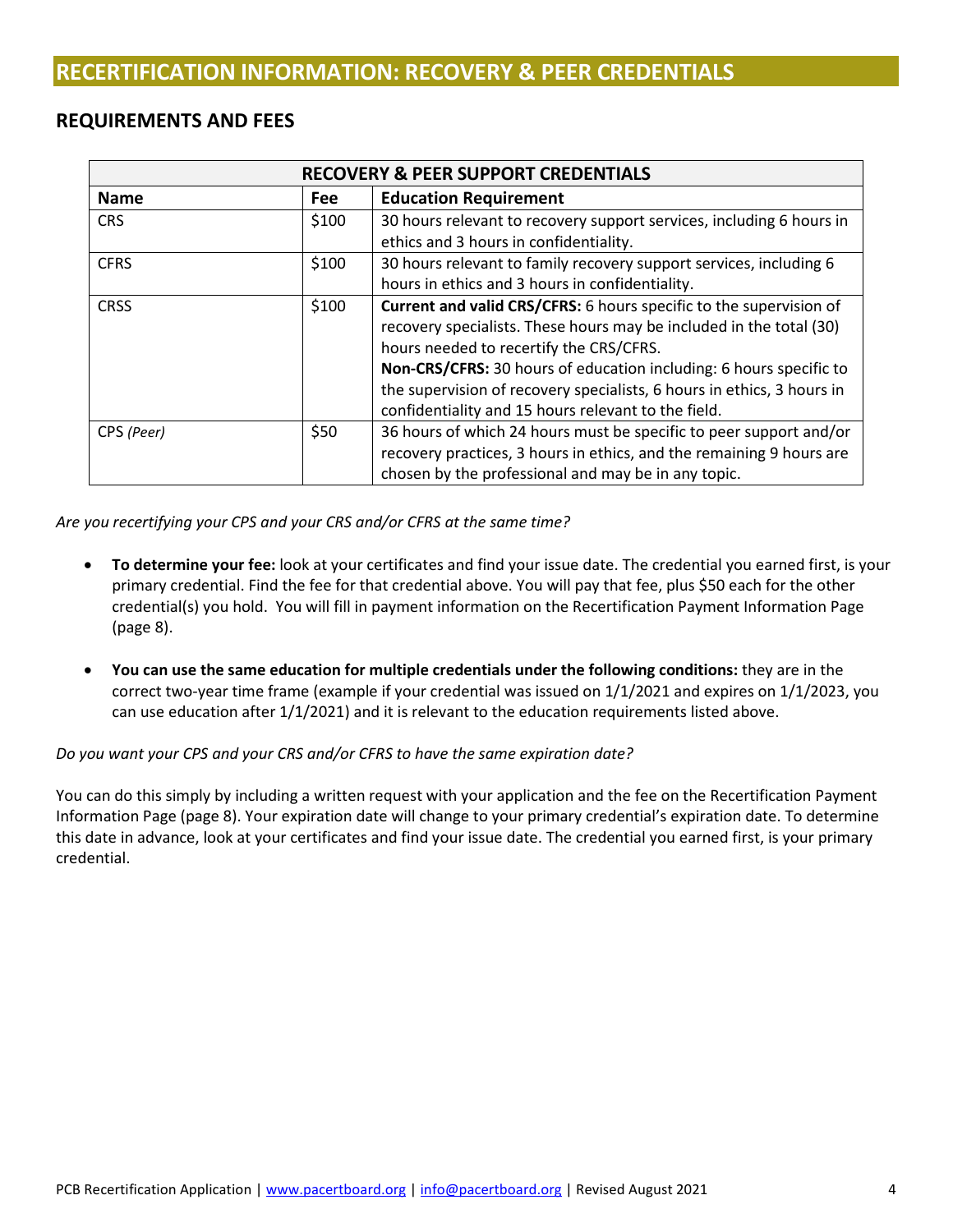# RECERTIFICATION INFORMATION: RECOVERY & PEER CREDENTIALS

## REQUIREMENTS AND FEES

| RECOVERY & PEER SUPPORT CREDENTIALS | | |
|---|---|---|
| **Name** | **Fee** | **Education Requirement** |
| CRS | $100 | 30 hours relevant to recovery support services, including 6 hours in ethics and 3 hours in confidentiality. |
| CFRS | $100 | 30 hours relevant to family recovery support services, including 6 hours in ethics and 3 hours in confidentiality. |
| CRSS | $100 | **Current and valid CRS/CFRS:** 6 hours specific to the supervision of recovery specialists. These hours may be included in the total (30) hours needed to recertify the CRS/CFRS.<br>**Non-CRS/CFRS:** 30 hours of education including: 6 hours specific to the supervision of recovery specialists, 6 hours in ethics, 3 hours in confidentiality and 15 hours relevant to the field. |
| CPS *(Peer)* | $50 | 36 hours of which 24 hours must be specific to peer support and/or recovery practices, 3 hours in ethics, and the remaining 9 hours are chosen by the professional and may be in any topic. |

*Are you recertifying your CPS and your CRS and/or CFRS at the same time?*

- **To determine your fee:** look at your certificates and find your issue date. The credential you earned first, is your primary credential. Find the fee for that credential above. You will pay that fee, plus $50 each for the other credential(s) you hold. You will fill in payment information on the Recertification Payment Information Page (page 8).

- **You can use the same education for multiple credentials under the following conditions:** they are in the correct two-year time frame (example if your credential was issued on 1/1/2021 and expires on 1/1/2023, you can use education after 1/1/2021) and it is relevant to the education requirements listed above.

*Do you want your CPS and your CRS and/or CFRS to have the same expiration date?*

You can do this simply by including a written request with your application and the fee on the Recertification Payment Information Page (page 8). Your expiration date will change to your primary credential's expiration date. To determine this date in advance, look at your certificates and find your issue date. The credential you earned first, is your primary credential.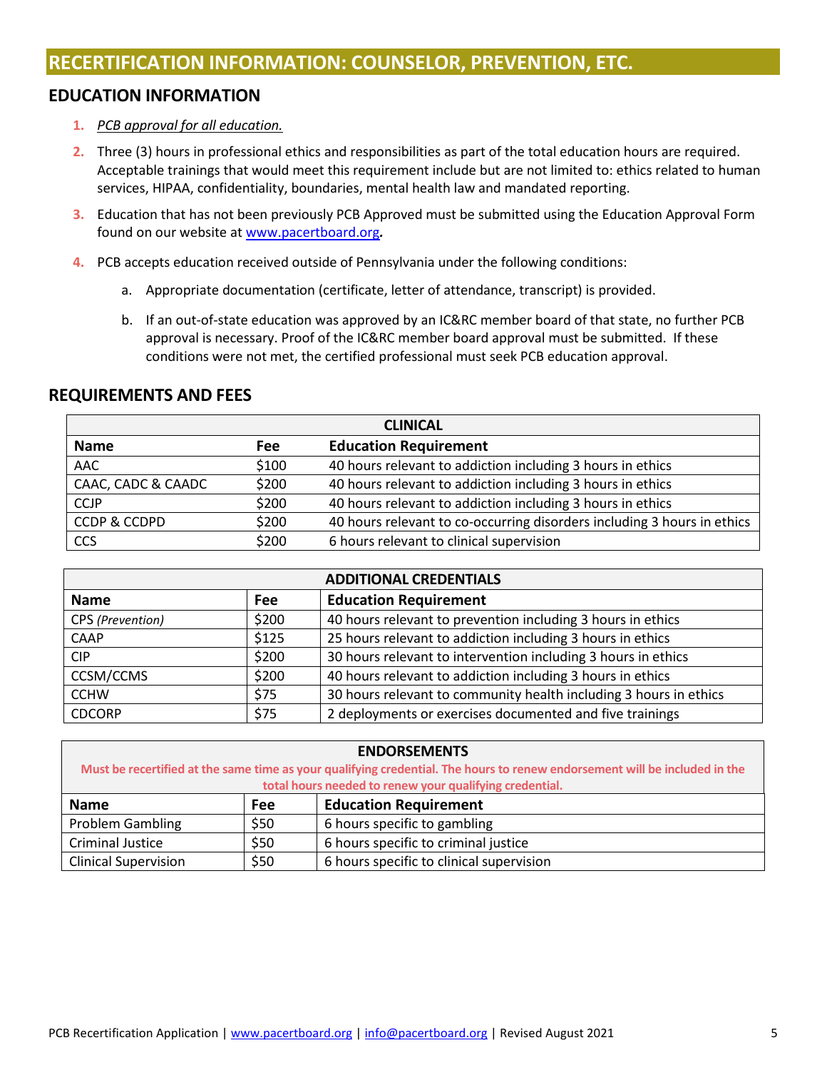# RECERTIFICATION INFORMATION: COUNSELOR, PREVENTION, ETC.

## EDUCATION INFORMATION

1. *PCB approval for all education.*
2. Three (3) hours in professional ethics and responsibilities as part of the total education hours are required. Acceptable trainings that would meet this requirement include but are not limited to: ethics related to human services, HIPAA, confidentiality, boundaries, mental health law and mandated reporting.
3. Education that has not been previously PCB Approved must be submitted using the Education Approval Form found on our website at www.pacertboard.org**.**
4. PCB accepts education received outside of Pennsylvania under the following conditions:
   a. Appropriate documentation (certificate, letter of attendance, transcript) is provided.
   b. If an out-of-state education was approved by an IC&RC member board of that state, no further PCB approval is necessary. Proof of the IC&RC member board approval must be submitted. If these conditions were not met, the certified professional must seek PCB education approval.

## REQUIREMENTS AND FEES

| CLINICAL | | |
|---|---|---|
| **Name** | **Fee** | **Education Requirement** |
| AAC | $100 | 40 hours relevant to addiction including 3 hours in ethics |
| CAAC, CADC & CAADC | $200 | 40 hours relevant to addiction including 3 hours in ethics |
| CCJP | $200 | 40 hours relevant to addiction including 3 hours in ethics |
| CCDP & CCDPD | $200 | 40 hours relevant to co-occurring disorders including 3 hours in ethics |
| CCS | $200 | 6 hours relevant to clinical supervision |

| ADDITIONAL CREDENTIALS | | |
|---|---|---|
| **Name** | **Fee** | **Education Requirement** |
| CPS *(Prevention)* | $200 | 40 hours relevant to prevention including 3 hours in ethics |
| CAAP | $125 | 25 hours relevant to addiction including 3 hours in ethics |
| CIP | $200 | 30 hours relevant to intervention including 3 hours in ethics |
| CCSM/CCMS | $200 | 40 hours relevant to addiction including 3 hours in ethics |
| CCHW | $75 | 30 hours relevant to community health including 3 hours in ethics |
| CDCORP | $75 | 2 deployments or exercises documented and five trainings |

| ENDORSEMENTS<br>**Must be recertified at the same time as your qualifying credential. The hours to renew endorsement will be included in the total hours needed to renew your qualifying credential.** | | |
|---|---|---|
| **Name** | **Fee** | **Education Requirement** |
| Problem Gambling | $50 | 6 hours specific to gambling |
| Criminal Justice | $50 | 6 hours specific to criminal justice |
| Clinical Supervision | $50 | 6 hours specific to clinical supervision |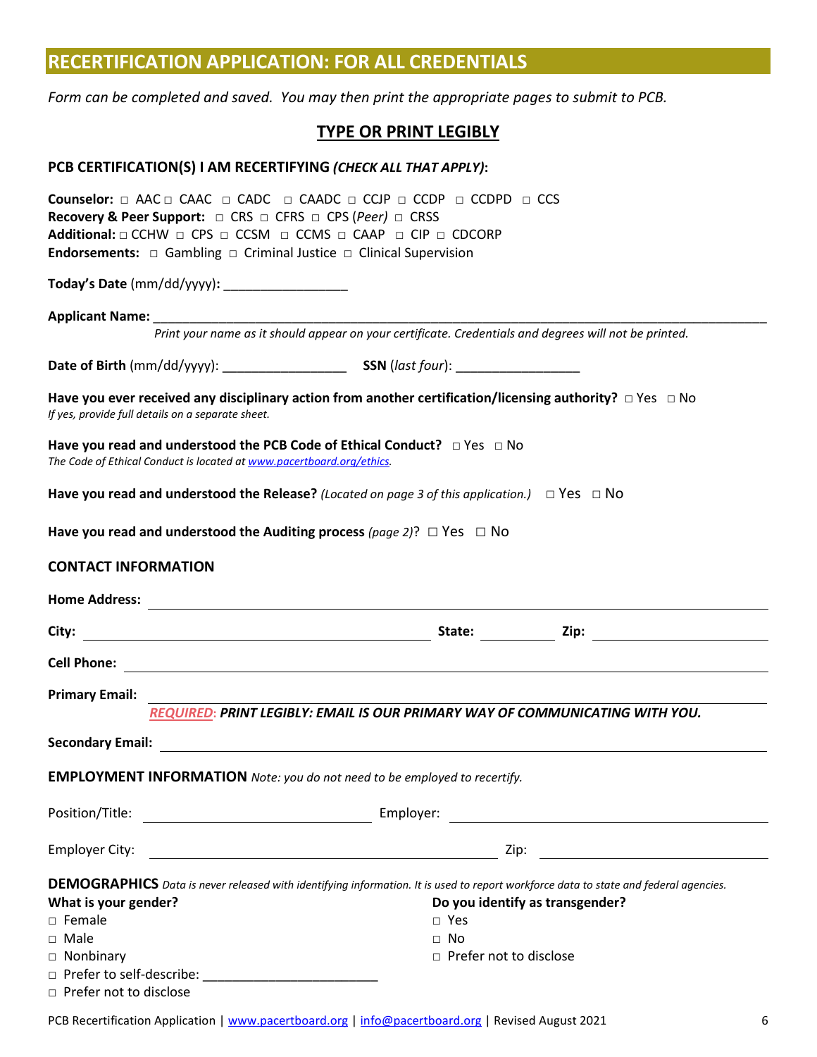## RECERTIFICATION APPLICATION: FOR ALL CREDENTIALS

*Form can be completed and saved. You may then print the appropriate pages to submit to PCB.*

**TYPE OR PRINT LEGIBLY**

**PCB CERTIFICATION(S) I AM RECERTIFYING *(CHECK ALL THAT APPLY)*:**

**Counselor:** □ AAC □ CAAC □ CADC □ CAADC □ CCJP □ CCDP □ CCDPD □ CCS
**Recovery & Peer Support:** □ CRS □ CFRS □ CPS (*Peer*) □ CRSS
**Additional:** □ CCHW □ CPS □ CCSM □ CCMS □ CAAP □ CIP □ CDCORP
**Endorsements:** □ Gambling □ Criminal Justice □ Clinical Supervision

**Today's Date** (mm/dd/yyyy)**:** _________________

**Applicant Name:** ______________________________________________________________________________________
*Print your name as it should appear on your certificate. Credentials and degrees will not be printed.*

**Date of Birth** (mm/dd/yyyy): _________________ **SSN** (*last four*): _________________

**Have you ever received any disciplinary action from another certification/licensing authority?** □ Yes □ No
*If yes, provide full details on a separate sheet.*

**Have you read and understood the PCB Code of Ethical Conduct?** □ Yes □ No
*The Code of Ethical Conduct is located at www.pacertboard.org/ethics.*

**Have you read and understood the Release?** *(Located on page 3 of this application.)* □ Yes □ No

**Have you read and understood the Auditing process** *(page 2)*? □ Yes □ No

### CONTACT INFORMATION

**Home Address:** ______________________________________________________________________________

**City:** ____________________________________________ **State:** __________ **Zip:** ______________________

**Cell Phone:** ________________________________________________________________________________

**Primary Email:** ______________________________________________________________________________
*REQUIRED: **PRINT LEGIBLY: EMAIL IS OUR PRIMARY WAY OF COMMUNICATING WITH YOU.***

**Secondary Email:** ____________________________________________________________________________

### EMPLOYMENT INFORMATION *Note: you do not need to be employed to recertify.*

Position/Title: ______________________________ Employer: __________________________________________

Employer City: ____________________________________________ Zip: ____________________________

### DEMOGRAPHICS *Data is never released with identifying information. It is used to report workforce data to state and federal agencies.*

**What is your gender?**
- □ Female
- □ Male
- □ Nonbinary
- □ Prefer to self-describe: ________________________
- □ Prefer not to disclose

**Do you identify as transgender?**
- □ Yes
- □ No
- □ Prefer not to disclose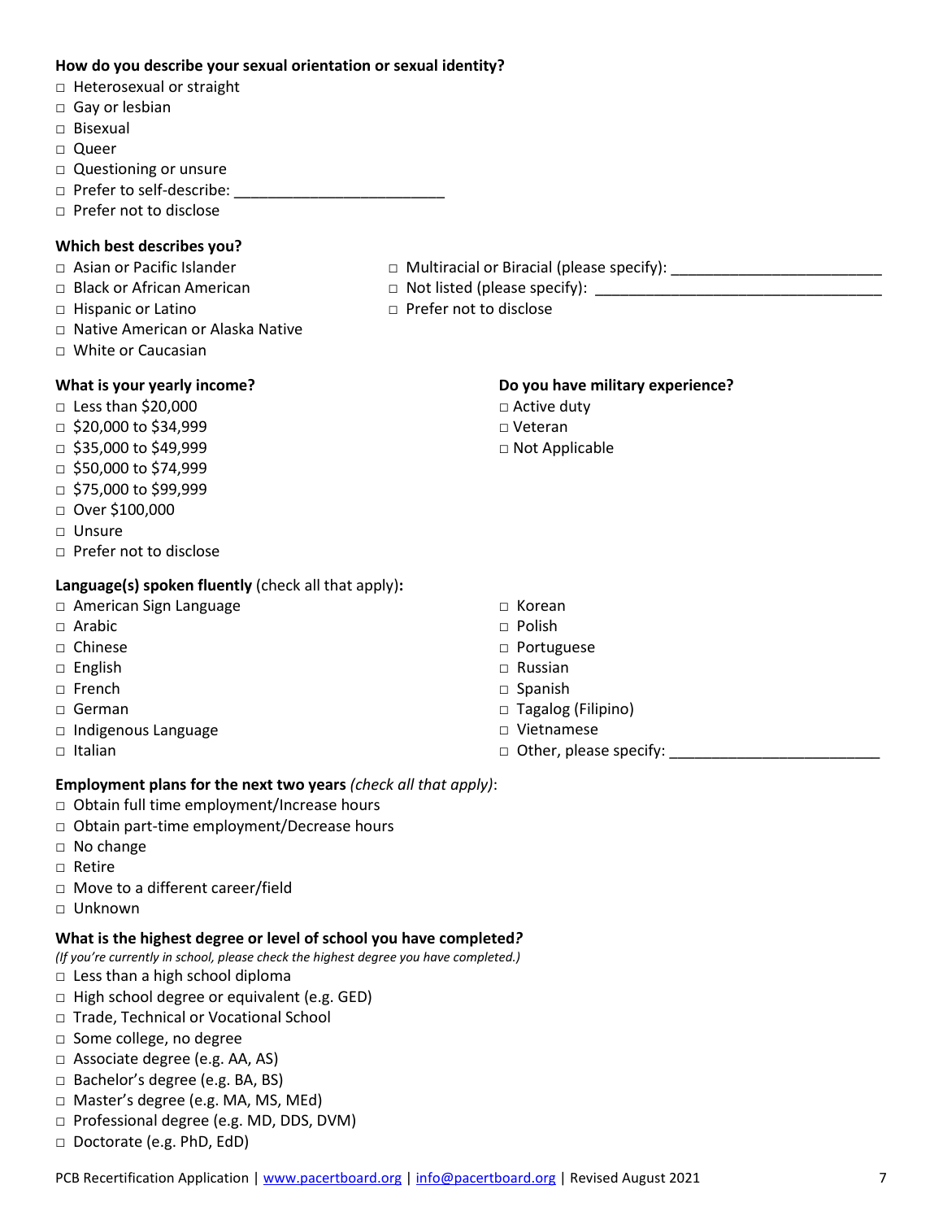**How do you describe your sexual orientation or sexual identity?**

- □ Heterosexual or straight
- □ Gay or lesbian
- □ Bisexual
- □ Queer
- □ Questioning or unsure
- □ Prefer to self-describe: _________________________
- □ Prefer not to disclose

**Which best describes you?**

- □ Asian or Pacific Islander
- □ Black or African American
- □ Hispanic or Latino
- □ Native American or Alaska Native
- □ White or Caucasian
- □ Multiracial or Biracial (please specify): _________________________
- □ Not listed (please specify): ___________________________________
- □ Prefer not to disclose

**What is your yearly income?**

- □ Less than $20,000
- □ $20,000 to $34,999
- □ $35,000 to $49,999
- □ $50,000 to $74,999
- □ $75,000 to $99,999
- □ Over $100,000
- □ Unsure
- □ Prefer not to disclose

**Do you have military experience?**

- □ Active duty
- □ Veteran
- □ Not Applicable

**Language(s) spoken fluently** (check all that apply)**:**

- □ American Sign Language
- □ Arabic
- □ Chinese
- □ English
- □ French
- □ German
- □ Indigenous Language
- □ Italian
- □ Korean
- □ Polish
- □ Portuguese
- □ Russian
- □ Spanish
- □ Tagalog (Filipino)
- □ Vietnamese
- □ Other, please specify: _________________________

**Employment plans for the next two years** *(check all that apply)*:

- □ Obtain full time employment/Increase hours
- □ Obtain part-time employment/Decrease hours
- □ No change
- □ Retire
- □ Move to a different career/field
- □ Unknown

**What is the highest degree or level of school you have completed?**

*(If you're currently in school, please check the highest degree you have completed.)*

- □ Less than a high school diploma
- □ High school degree or equivalent (e.g. GED)
- □ Trade, Technical or Vocational School
- □ Some college, no degree
- □ Associate degree (e.g. AA, AS)
- □ Bachelor's degree (e.g. BA, BS)
- □ Master's degree (e.g. MA, MS, MEd)
- □ Professional degree (e.g. MD, DDS, DVM)
- □ Doctorate (e.g. PhD, EdD)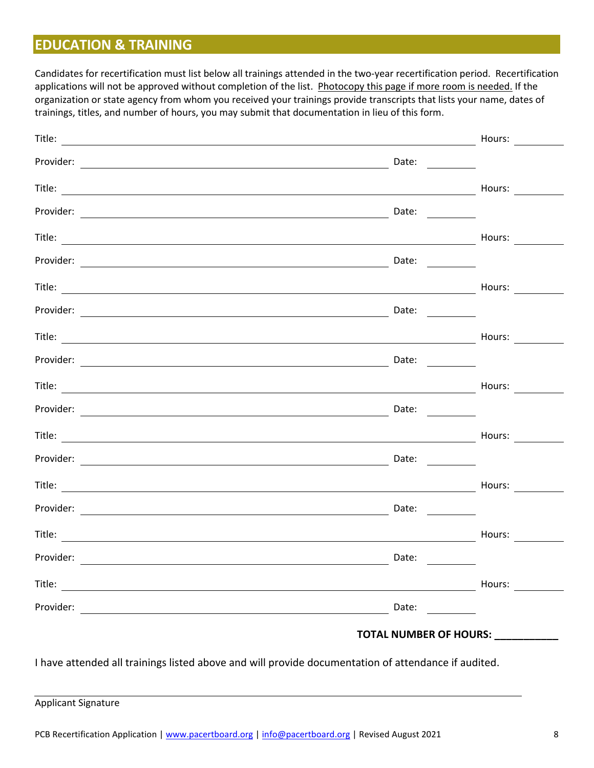## EDUCATION & TRAINING

Candidates for recertification must list below all trainings attended in the two-year recertification period. Recertification applications will not be approved without completion of the list. Photocopy this page if more room is needed. If the organization or state agency from whom you received your trainings provide transcripts that lists your name, dates of trainings, titles, and number of hours, you may submit that documentation in lieu of this form.

Title: ______________________________________________ Hours: ________

Provider: ____________________________________ Date: ________

Title: ______________________________________________ Hours: ________

Provider: ____________________________________ Date: ________

Title: ______________________________________________ Hours: ________

Provider: ____________________________________ Date: ________

Title: ______________________________________________ Hours: ________

Provider: ____________________________________ Date: ________

Title: ______________________________________________ Hours: ________

Provider: ____________________________________ Date: ________

Title: ______________________________________________ Hours: ________

Provider: ____________________________________ Date: ________

Title: ______________________________________________ Hours: ________

Provider: ____________________________________ Date: ________

Title: ______________________________________________ Hours: ________

Provider: ____________________________________ Date: ________

Title: ______________________________________________ Hours: ________

Provider: ____________________________________ Date: ________

Title: ______________________________________________ Hours: ________

Provider: ____________________________________ Date: ________

**TOTAL NUMBER OF HOURS: ___________**

I have attended all trainings listed above and will provide documentation of attendance if audited.

______________________________________________

Applicant Signature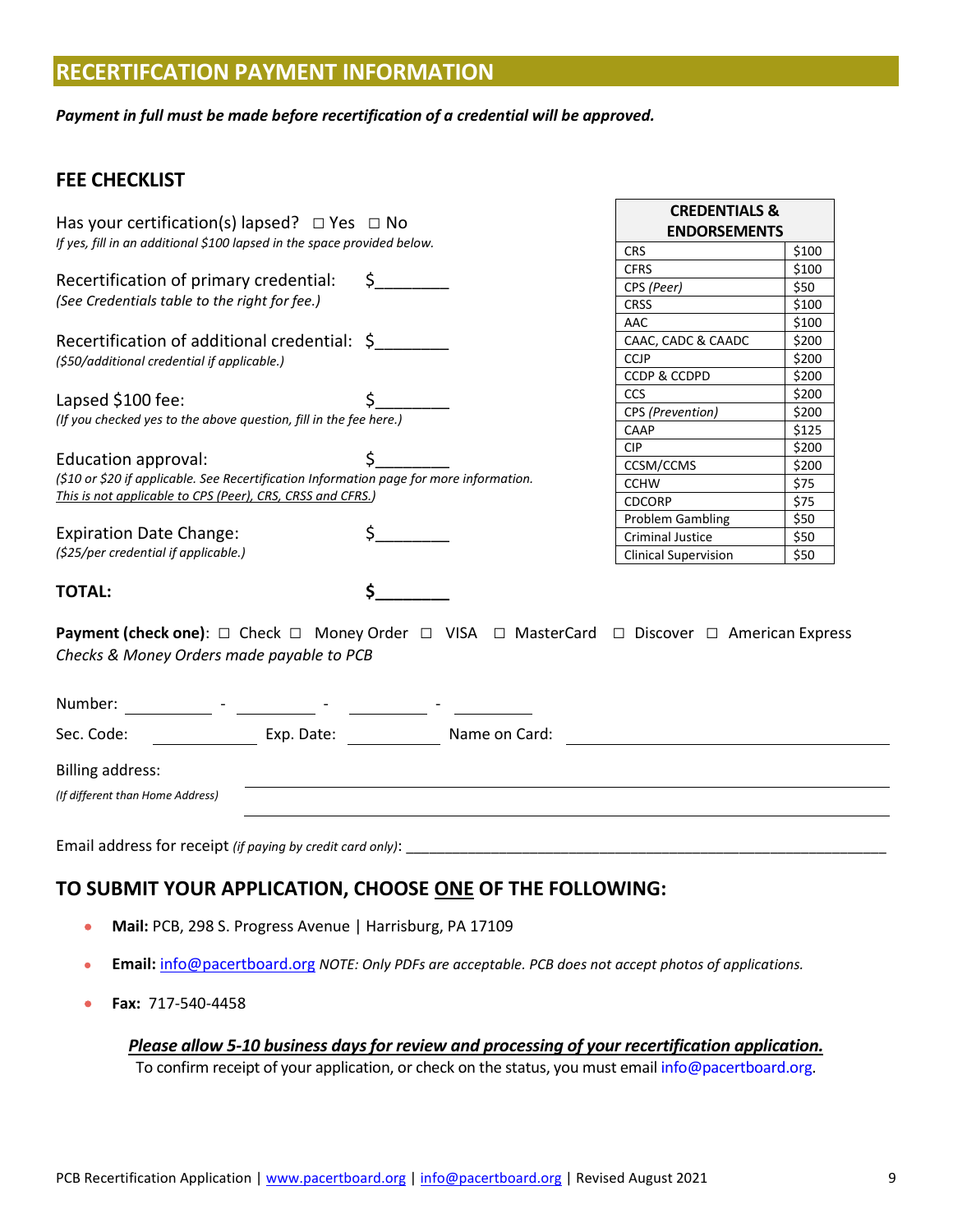## RECERTIFCATION PAYMENT INFORMATION

***Payment in full must be made before recertification of a credential will be approved.***

### FEE CHECKLIST

Has your certification(s) lapsed? ☐ Yes ☐ No
*If yes, fill in an additional $100 lapsed in the space provided below.*

Recertification of primary credential: $________
*(See Credentials table to the right for fee.)*

Recertification of additional credential: $________
*($50/additional credential if applicable.)*

Lapsed $100 fee: $________
*(If you checked yes to the above question, fill in the fee here.)*

Education approval: $________
*($10 or $20 if applicable. See Recertification Information page for more information.* *This is not applicable to CPS (Peer), CRS, CRSS and CFRS.)*

Expiration Date Change: $________
*($25/per credential if applicable.)*

**TOTAL:** **$________**

| CREDENTIALS & ENDORSEMENTS | |
|---|---|
| CRS | $100 |
| CFRS | $100 |
| CPS *(Peer)* | $50 |
| CRSS | $100 |
| AAC | $100 |
| CAAC, CADC & CAADC | $200 |
| CCJP | $200 |
| CCDP & CCDPD | $200 |
| CCS | $200 |
| CPS *(Prevention)* | $200 |
| CAAP | $125 |
| CIP | $200 |
| CCSM/CCMS | $200 |
| CCHW | $75 |
| CDCORP | $75 |
| Problem Gambling | $50 |
| Criminal Justice | $50 |
| Clinical Supervision | $50 |

**Payment (check one)**: ☐ Check ☐ Money Order ☐ VISA ☐ MasterCard ☐ Discover ☐ American Express
*Checks & Money Orders made payable to PCB*

Number: __________ - __________ - __________ - __________

Sec. Code: ____________ Exp. Date: ____________ Name on Card: ________________________________

Billing address: ________________________________________________
*(If different than Home Address)* ________________________________________________

Email address for receipt *(if paying by credit card only)*: ________________________________________________

### TO SUBMIT YOUR APPLICATION, CHOOSE ONE OF THE FOLLOWING:

- **Mail:** PCB, 298 S. Progress Avenue | Harrisburg, PA 17109
- **Email:** info@pacertboard.org *NOTE: Only PDFs are acceptable. PCB does not accept photos of applications.*
- **Fax:** 717-540-4458

***Please allow 5-10 business days for review and processing of your recertification application.***
To confirm receipt of your application, or check on the status, you must email info@pacertboard.org.